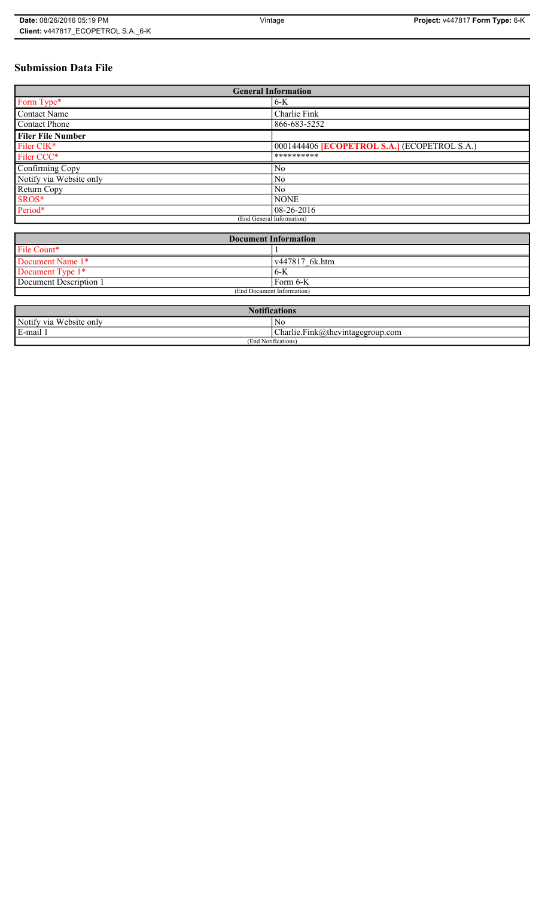# Submission Data File

| General Information | |
|---|---|
| Form Type* | 6-K |
| Contact Name | Charlie Fink |
| Contact Phone | 866-683-5252 |
| **Filer File Number** | |
| Filer CIK* | 0001444406 **[ECOPETROL S.A.]** (ECOPETROL S.A.) |
| Filer CCC* | ********** |
| Confirming Copy | No |
| Notify via Website only | No |
| Return Copy | No |
| SROS* | NONE |
| Period* | 08-26-2016 |
| (End General Information) | |

| Document Information | |
|---|---|
| File Count* | 1 |
| Document Name 1* | v447817_6k.htm |
| Document Type 1* | 6-K |
| Document Description 1 | Form 6-K |
| (End Document Information) | |

| Notifications | |
|---|---|
| Notify via Website only | No |
| E-mail 1 | Charlie.Fink@thevintagegroup.com |
| (End Notifications) | |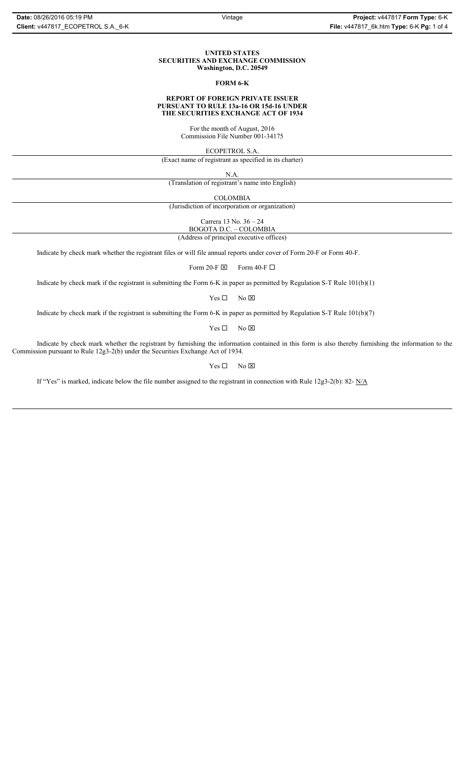**UNITED STATES**
**SECURITIES AND EXCHANGE COMMISSION**
**Washington, D.C. 20549**

**FORM 6-K**

**REPORT OF FOREIGN PRIVATE ISSUER**
**PURSUANT TO RULE 13a-16 OR 15d-16 UNDER**
**THE SECURITIES EXCHANGE ACT OF 1934**

For the month of August, 2016
Commission File Number 001-34175

ECOPETROL S.A.

(Exact name of registrant as specified in its charter)

N.A.

(Translation of registrant's name into English)

COLOMBIA

(Jurisdiction of incorporation or organization)

Carrera 13 No. 36 – 24
BOGOTA D.C. – COLOMBIA

(Address of principal executive offices)

Indicate by check mark whether the registrant files or will file annual reports under cover of Form 20-F or Form 40-F.

Form 20-F ☒ Form 40-F ☐

Indicate by check mark if the registrant is submitting the Form 6-K in paper as permitted by Regulation S-T Rule 101(b)(1)

Yes ☐ No ☒

Indicate by check mark if the registrant is submitting the Form 6-K in paper as permitted by Regulation S-T Rule 101(b)(7)

Yes ☐ No ☒

Indicate by check mark whether the registrant by furnishing the information contained in this form is also thereby furnishing the information to the Commission pursuant to Rule 12g3-2(b) under the Securities Exchange Act of 1934.

Yes ☐ No ☒

If "Yes" is marked, indicate below the file number assigned to the registrant in connection with Rule 12g3-2(b): 82- N/A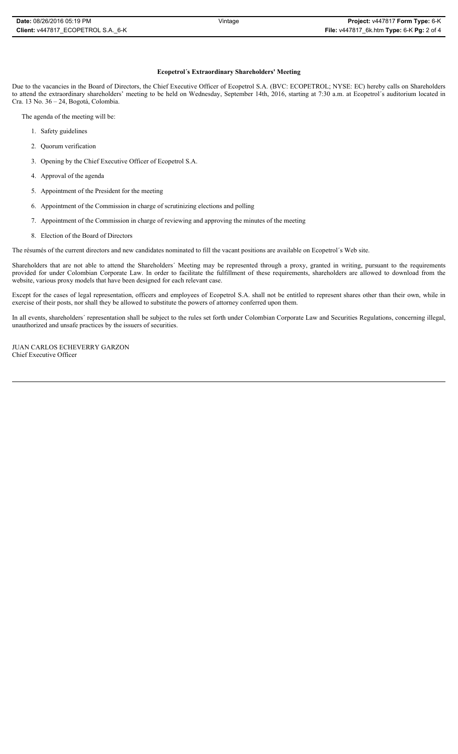# Ecopetrol´s Extraordinary Shareholders' Meeting

Due to the vacancies in the Board of Directors, the Chief Executive Officer of Ecopetrol S.A. (BVC: ECOPETROL; NYSE: EC) hereby calls on Shareholders to attend the extraordinary shareholders' meeting to be held on Wednesday, September 14th, 2016, starting at 7:30 a.m. at Ecopetrol´s auditorium located in Cra. 13 No. 36 – 24, Bogotá, Colombia.

The agenda of the meeting will be:

1. Safety guidelines
2. Quorum verification
3. Opening by the Chief Executive Officer of Ecopetrol S.A.
4. Approval of the agenda
5. Appointment of the President for the meeting
6. Appointment of the Commission in charge of scrutinizing elections and polling
7. Appointment of the Commission in charge of reviewing and approving the minutes of the meeting
8. Election of the Board of Directors

The résumés of the current directors and new candidates nominated to fill the vacant positions are available on Ecopetrol´s Web site.

Shareholders that are not able to attend the Shareholders´ Meeting may be represented through a proxy, granted in writing, pursuant to the requirements provided for under Colombian Corporate Law. In order to facilitate the fulfillment of these requirements, shareholders are allowed to download from the website, various proxy models that have been designed for each relevant case.

Except for the cases of legal representation, officers and employees of Ecopetrol S.A. shall not be entitled to represent shares other than their own, while in exercise of their posts, nor shall they be allowed to substitute the powers of attorney conferred upon them.

In all events, shareholders´ representation shall be subject to the rules set forth under Colombian Corporate Law and Securities Regulations, concerning illegal, unauthorized and unsafe practices by the issuers of securities.

JUAN CARLOS ECHEVERRY GARZON
Chief Executive Officer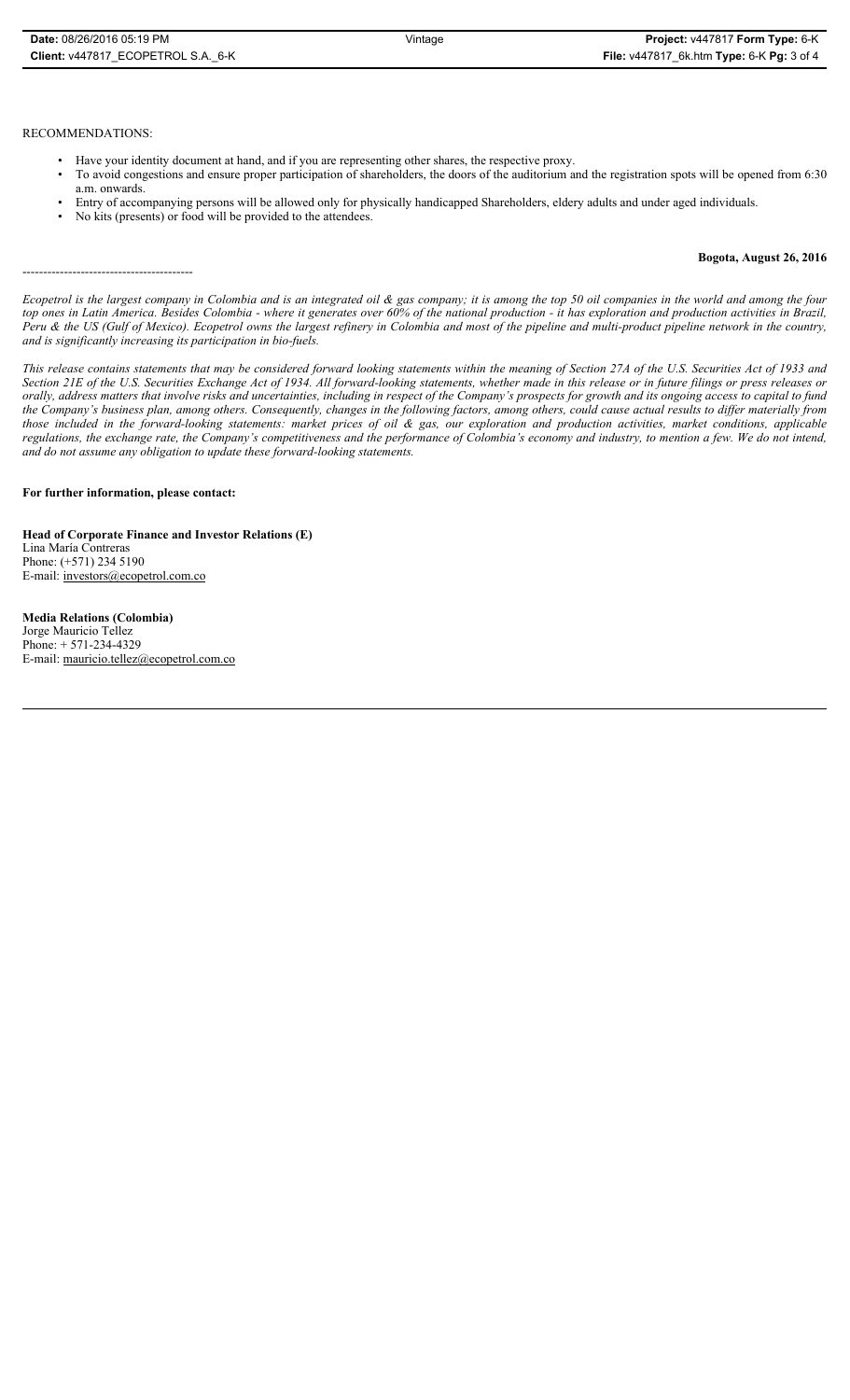RECOMMENDATIONS:

- Have your identity document at hand, and if you are representing other shares, the respective proxy.
- To avoid congestions and ensure proper participation of shareholders, the doors of the auditorium and the registration spots will be opened from 6:30 a.m. onwards.
- Entry of accompanying persons will be allowed only for physically handicapped Shareholders, eldery adults and under aged individuals.
- No kits (presents) or food will be provided to the attendees.

**Bogota, August 26, 2016**

-----------------------------------------

*Ecopetrol is the largest company in Colombia and is an integrated oil & gas company; it is among the top 50 oil companies in the world and among the four top ones in Latin America. Besides Colombia - where it generates over 60% of the national production - it has exploration and production activities in Brazil, Peru & the US (Gulf of Mexico). Ecopetrol owns the largest refinery in Colombia and most of the pipeline and multi-product pipeline network in the country, and is significantly increasing its participation in bio-fuels.*

*This release contains statements that may be considered forward looking statements within the meaning of Section 27A of the U.S. Securities Act of 1933 and Section 21E of the U.S. Securities Exchange Act of 1934. All forward-looking statements, whether made in this release or in future filings or press releases or orally, address matters that involve risks and uncertainties, including in respect of the Company's prospects for growth and its ongoing access to capital to fund the Company's business plan, among others. Consequently, changes in the following factors, among others, could cause actual results to differ materially from those included in the forward-looking statements: market prices of oil & gas, our exploration and production activities, market conditions, applicable regulations, the exchange rate, the Company's competitiveness and the performance of Colombia's economy and industry, to mention a few. We do not intend, and do not assume any obligation to update these forward-looking statements.*

**For further information, please contact:**

**Head of Corporate Finance and Investor Relations (E)**
Lina María Contreras
Phone: (+571) 234 5190
E-mail: investors@ecopetrol.com.co

**Media Relations (Colombia)**
Jorge Mauricio Tellez
Phone: + 571-234-4329
E-mail: mauricio.tellez@ecopetrol.com.co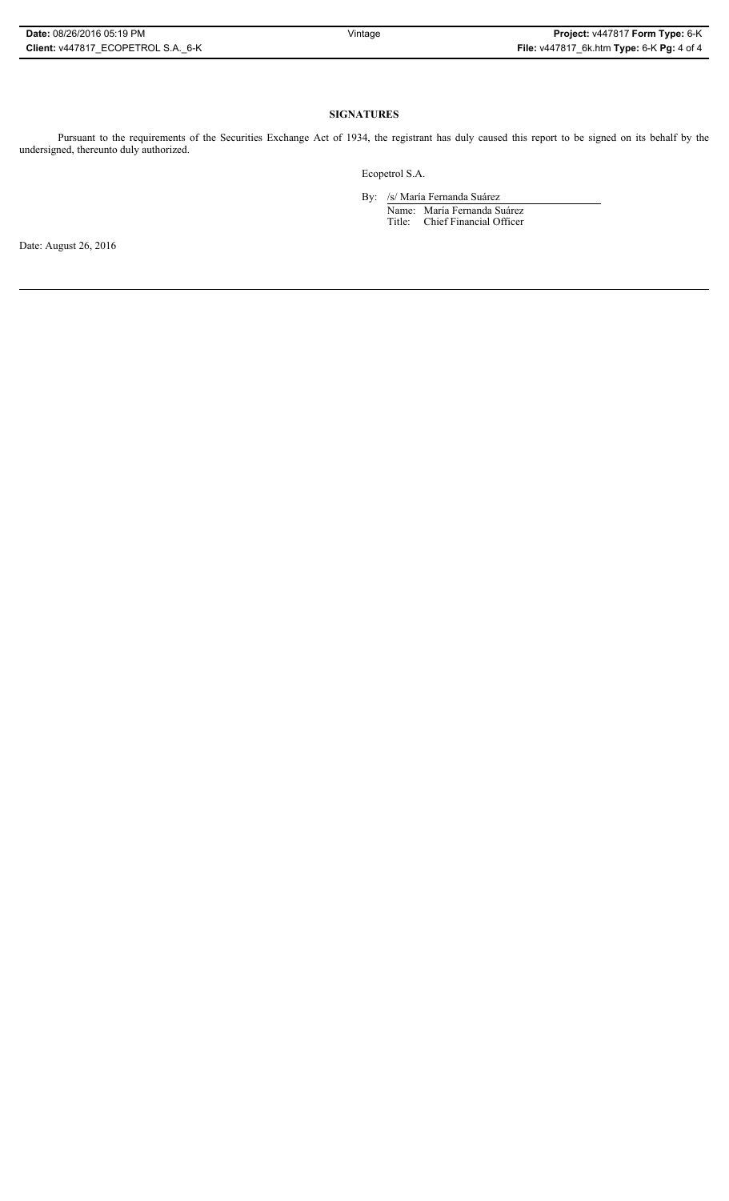## SIGNATURES

Pursuant to the requirements of the Securities Exchange Act of 1934, the registrant has duly caused this report to be signed on its behalf by the undersigned, thereunto duly authorized.

Ecopetrol S.A.

By: /s/ María Fernanda Suárez

Name: María Fernanda Suárez

Title: Chief Financial Officer

Date: August 26, 2016